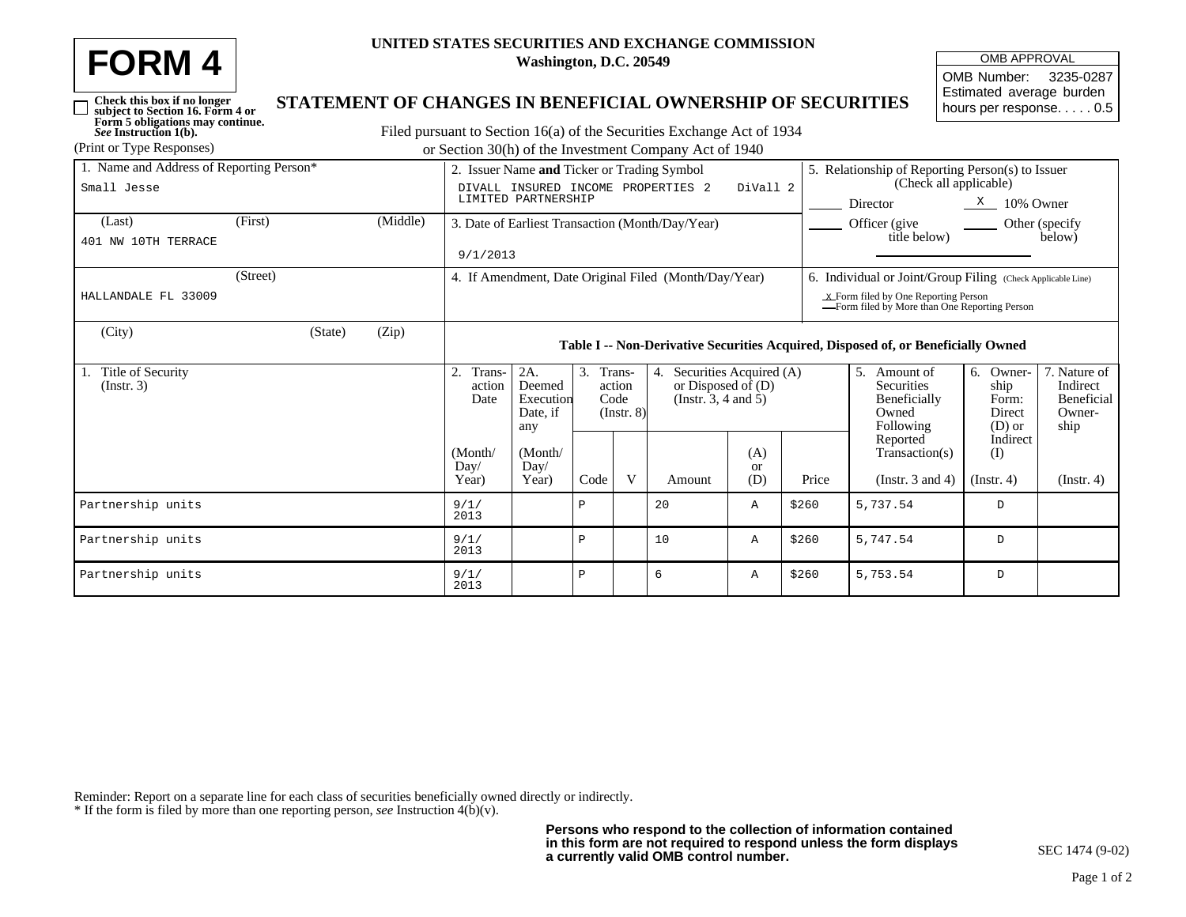# FORM 4

**UNITED STATES SECURITIES AND EXCHANGE COMMISSION**
**Washington, D.C. 20549**

| OMB APPROVAL |
|---|
| OMB Number: 3235-0287 |
| Estimated average burden hours per response. . . . . 0.5 |

☐ **Check this box if no longer subject to Section 16. Form 4 or Form 5 obligations may continue.** *See* **Instruction 1(b).**

## STATEMENT OF CHANGES IN BENEFICIAL OWNERSHIP OF SECURITIES

Filed pursuant to Section 16(a) of the Securities Exchange Act of 1934
or Section 30(h) of the Investment Company Act of 1940

(Print or Type Responses)

1. Name and Address of Reporting Person*
Small Jesse
(Last) (First) (Middle)
401 NW 10TH TERRACE
(Street)
HALLANDALE FL 33009
(City) (State) (Zip)

2. Issuer Name **and** Ticker or Trading Symbol
DIVALL INSURED INCOME PROPERTIES 2 LIMITED PARTNERSHIP DiVall 2

3. Date of Earliest Transaction (Month/Day/Year)
9/1/2013

4. If Amendment, Date Original Filed (Month/Day/Year)

5. Relationship of Reporting Person(s) to Issuer (Check all applicable)
\_\_\_ Director  X 10% Owner
\_\_\_ Officer (give title below)  \_\_\_ Other (specify below)

6. Individual or Joint/Group Filing (Check Applicable Line)
x Form filed by One Reporting Person
\_ Form filed by More than One Reporting Person

**Table I -- Non-Derivative Securities Acquired, Disposed of, or Beneficially Owned**

| 1. Title of Security (Instr. 3) | 2. Transaction Date (Month/Day/Year) | 2A. Deemed Execution Date, if any (Month/Day/Year) | 3. Transaction Code (Instr. 8) | | 4. Securities Acquired (A) or Disposed of (D) (Instr. 3, 4 and 5) | | | 5. Amount of Securities Beneficially Owned Following Reported Transaction(s) (Instr. 3 and 4) | 6. Ownership Form: Direct (D) or Indirect (I) (Instr. 4) | 7. Nature of Indirect Beneficial Ownership (Instr. 4) |
|---|---|---|---|---|---|---|---|---|---|---|
| | | | Code | V | Amount | (A) or (D) | Price | | | |
| Partnership units | 9/1/2013 | | P | | 20 | A | $260 | 5,737.54 | D | |
| Partnership units | 9/1/2013 | | P | | 10 | A | $260 | 5,747.54 | D | |
| Partnership units | 9/1/2013 | | P | | 6 | A | $260 | 5,753.54 | D | |

Reminder: Report on a separate line for each class of securities beneficially owned directly or indirectly.
\* If the form is filed by more than one reporting person, *see* Instruction 4(b)(v).

**Persons who respond to the collection of information contained in this form are not required to respond unless the form displays a currently valid OMB control number.**

SEC 1474 (9-02)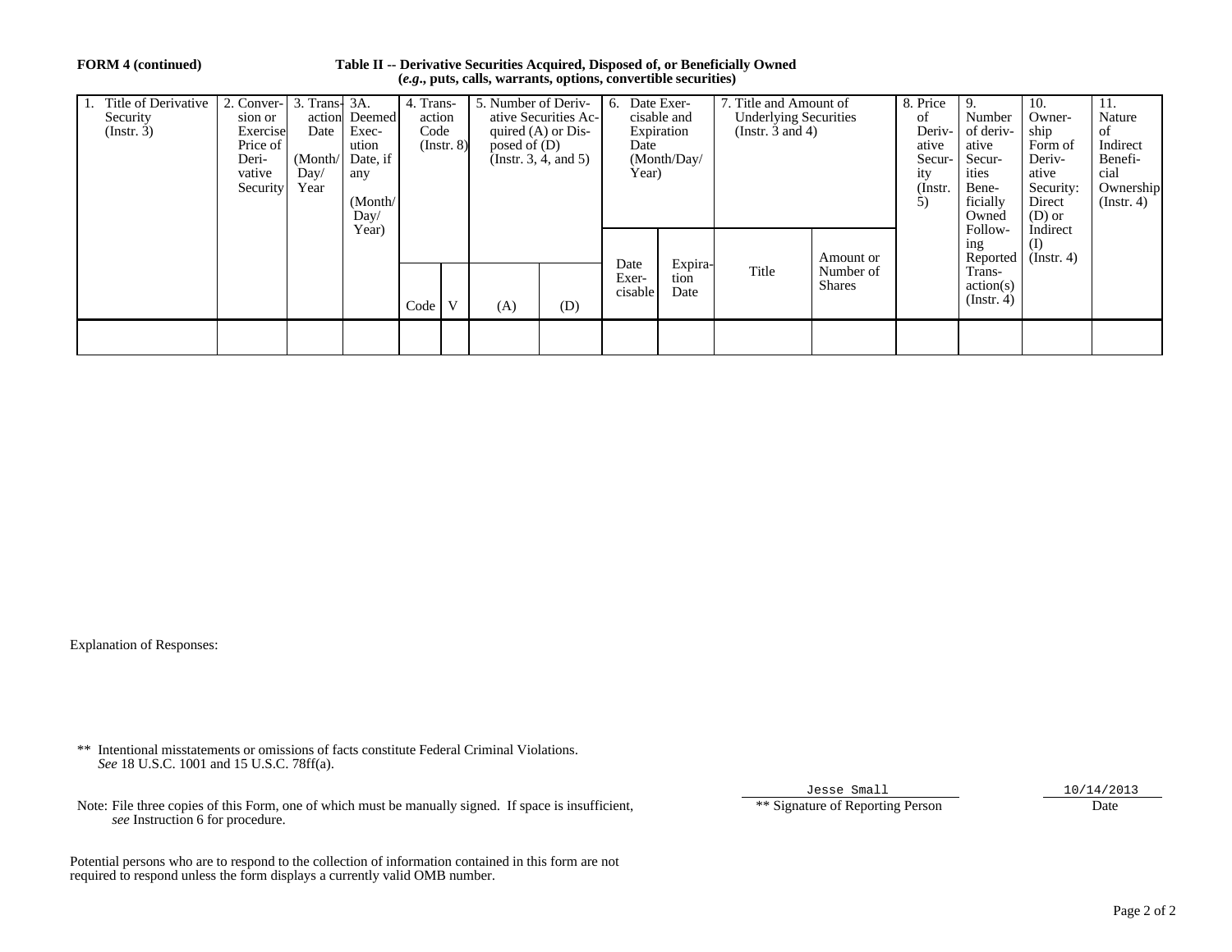**FORM 4 (continued)**

**Table II -- Derivative Securities Acquired, Disposed of, or Beneficially Owned**
**(*e.g.*, puts, calls, warrants, options, convertible securities)**

| 1. Title of Derivative Security (Instr. 3) | 2. Conversion or Exercise Price of Derivative Security | 3. Transaction Date (Month/Day/Year) | 3A. Deemed Execution Date, if any (Month/Day/Year) | 4. Transaction Code (Instr. 8) | | 5. Number of Derivative Securities Acquired (A) or Disposed of (D) (Instr. 3, 4, and 5) | | 6. Date Exercisable and Expiration Date (Month/Day/Year) | | 7. Title and Amount of Underlying Securities (Instr. 3 and 4) | | 8. Price of Derivative Security (Instr. 5) | 9. Number of derivative Securities Beneficially Owned Following Reported Transaction(s) (Instr. 4) | 10. Ownership Form of Derivative Security: Direct (D) or Indirect (I) (Instr. 4) | 11. Nature of Indirect Beneficial Ownership (Instr. 4) |
|---|---|---|---|---|---|---|---|---|---|---|---|---|---|---|---|
| | | | | Code | V | (A) | (D) | Date Exercisable | Expiration Date | Title | Amount or Number of Shares | | | | |
| | | | | | | | | | | | | | | | |

Explanation of Responses:

** Intentional misstatements or omissions of facts constitute Federal Criminal Violations.
*See* 18 U.S.C. 1001 and 15 U.S.C. 78ff(a).

Note: File three copies of this Form, one of which must be manually signed. If space is insufficient, *see* Instruction 6 for procedure.

Jesse Small
** Signature of Reporting Person

10/14/2013
Date

Potential persons who are to respond to the collection of information contained in this form are not required to respond unless the form displays a currently valid OMB number.